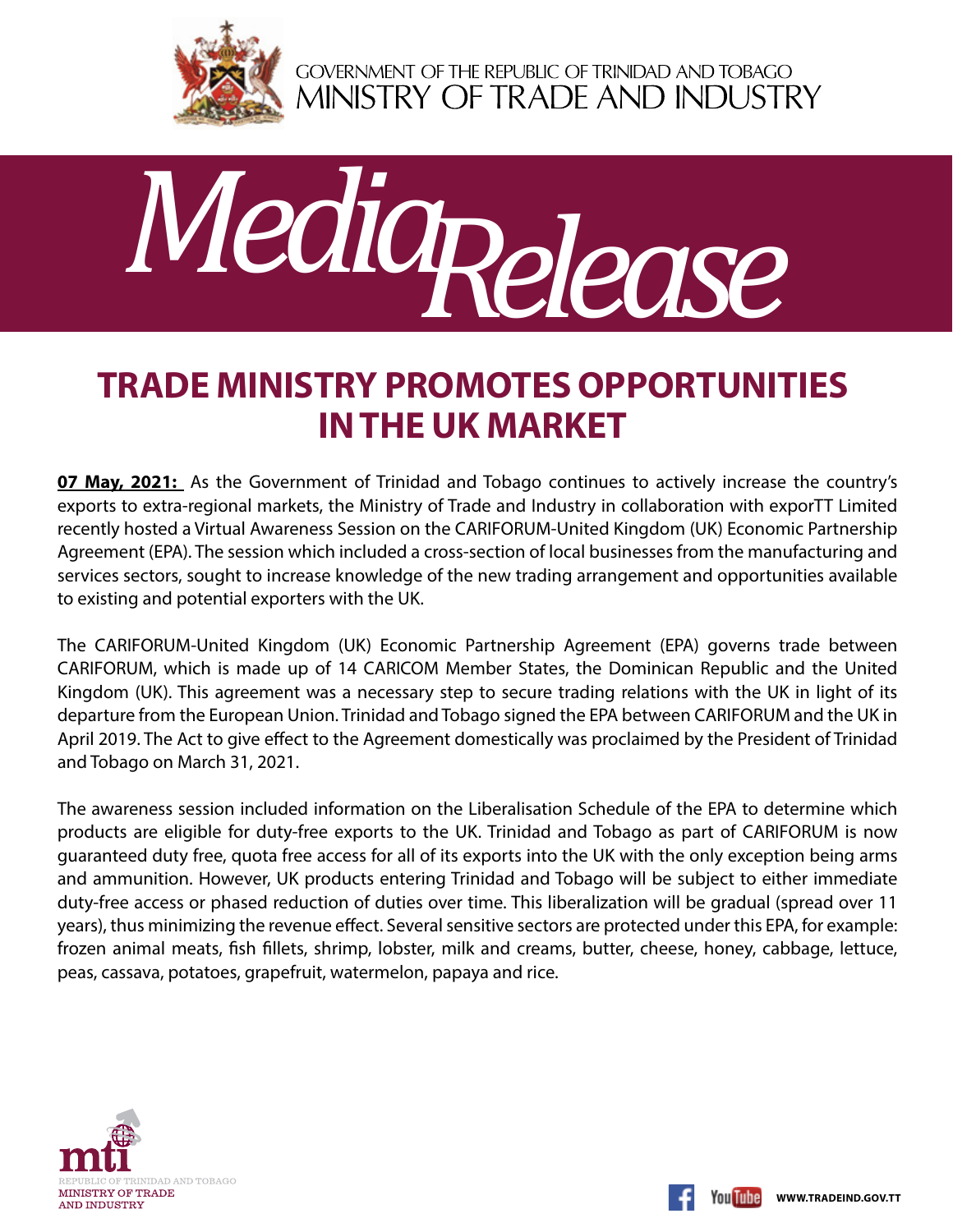GOVERNMENT OF THE REPUBLIC OF TRINIDAD AND TOBAGO
MINISTRY OF TRADE AND INDUSTRY

*Media Release*

# TRADE MINISTRY PROMOTES OPPORTUNITIES IN THE UK MARKET

**07 May, 2021:** As the Government of Trinidad and Tobago continues to actively increase the country's exports to extra-regional markets, the Ministry of Trade and Industry in collaboration with exporTT Limited recently hosted a Virtual Awareness Session on the CARIFORUM-United Kingdom (UK) Economic Partnership Agreement (EPA). The session which included a cross-section of local businesses from the manufacturing and services sectors, sought to increase knowledge of the new trading arrangement and opportunities available to existing and potential exporters with the UK.

The CARIFORUM-United Kingdom (UK) Economic Partnership Agreement (EPA) governs trade between CARIFORUM, which is made up of 14 CARICOM Member States, the Dominican Republic and the United Kingdom (UK). This agreement was a necessary step to secure trading relations with the UK in light of its departure from the European Union. Trinidad and Tobago signed the EPA between CARIFORUM and the UK in April 2019. The Act to give effect to the Agreement domestically was proclaimed by the President of Trinidad and Tobago on March 31, 2021.

The awareness session included information on the Liberalisation Schedule of the EPA to determine which products are eligible for duty-free exports to the UK. Trinidad and Tobago as part of CARIFORUM is now guaranteed duty free, quota free access for all of its exports into the UK with the only exception being arms and ammunition. However, UK products entering Trinidad and Tobago will be subject to either immediate duty-free access or phased reduction of duties over time. This liberalization will be gradual (spread over 11 years), thus minimizing the revenue effect. Several sensitive sectors are protected under this EPA, for example: frozen animal meats, fish fillets, shrimp, lobster, milk and creams, butter, cheese, honey, cabbage, lettuce, peas, cassava, potatoes, grapefruit, watermelon, papaya and rice.

mti
REPUBLIC OF TRINIDAD AND TOBAGO
MINISTRY OF TRADE AND INDUSTRY

WWW.TRADEIND.GOV.TT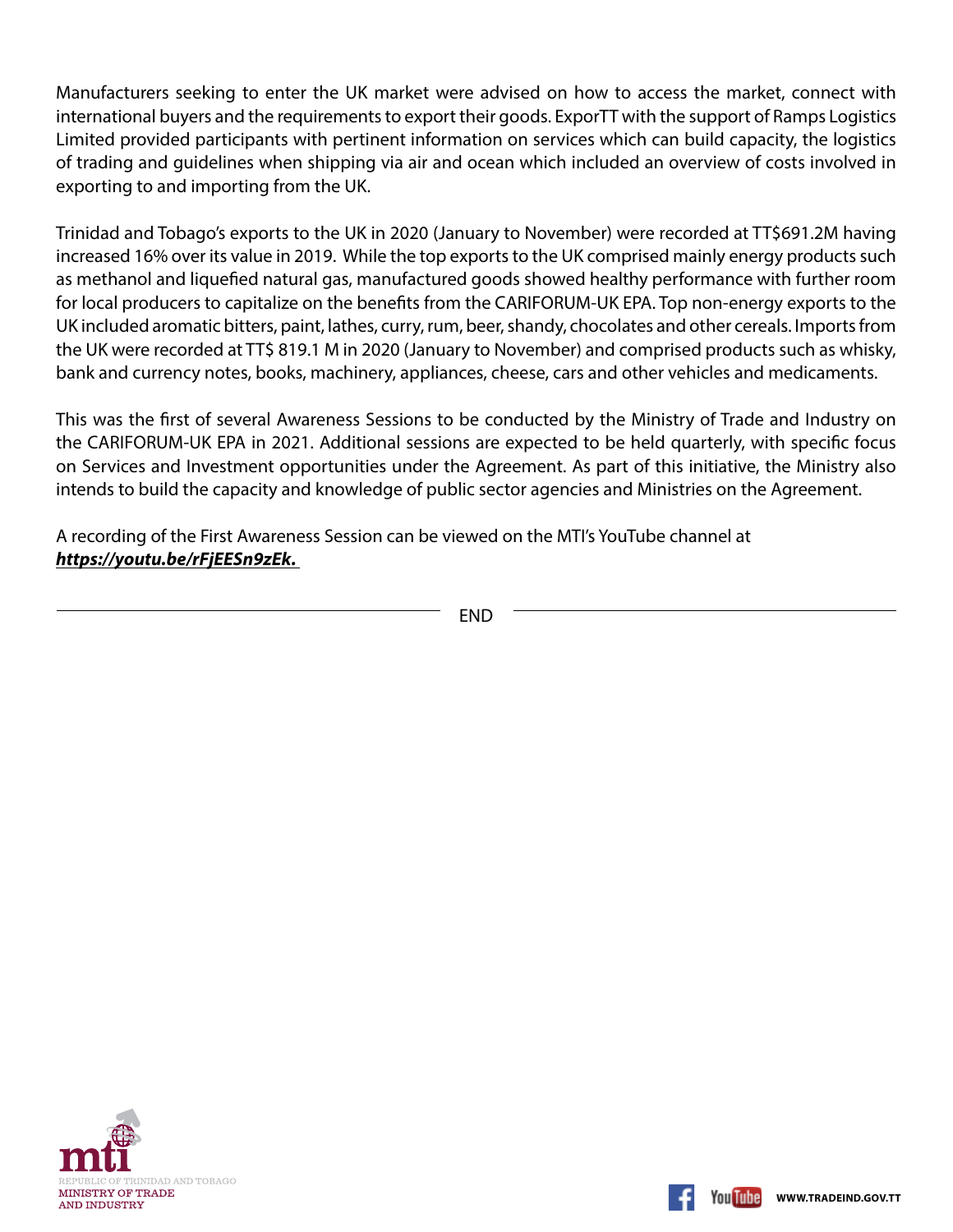Manufacturers seeking to enter the UK market were advised on how to access the market, connect with international buyers and the requirements to export their goods. ExporTT with the support of Ramps Logistics Limited provided participants with pertinent information on services which can build capacity, the logistics of trading and guidelines when shipping via air and ocean which included an overview of costs involved in exporting to and importing from the UK.

Trinidad and Tobago's exports to the UK in 2020 (January to November) were recorded at TT$691.2M having increased 16% over its value in 2019. While the top exports to the UK comprised mainly energy products such as methanol and liquefied natural gas, manufactured goods showed healthy performance with further room for local producers to capitalize on the benefits from the CARIFORUM-UK EPA. Top non-energy exports to the UK included aromatic bitters, paint, lathes, curry, rum, beer, shandy, chocolates and other cereals. Imports from the UK were recorded at TT$ 819.1 M in 2020 (January to November) and comprised products such as whisky, bank and currency notes, books, machinery, appliances, cheese, cars and other vehicles and medicaments.

This was the first of several Awareness Sessions to be conducted by the Ministry of Trade and Industry on the CARIFORUM-UK EPA in 2021. Additional sessions are expected to be held quarterly, with specific focus on Services and Investment opportunities under the Agreement. As part of this initiative, the Ministry also intends to build the capacity and knowledge of public sector agencies and Ministries on the Agreement.

A recording of the First Awareness Session can be viewed on the MTI's YouTube channel at
***https://youtu.be/rFjEESn9zEk.***

END

mti
REPUBLIC OF TRINIDAD AND TOBAGO
MINISTRY OF TRADE
AND INDUSTRY

WWW.TRADEIND.GOV.TT